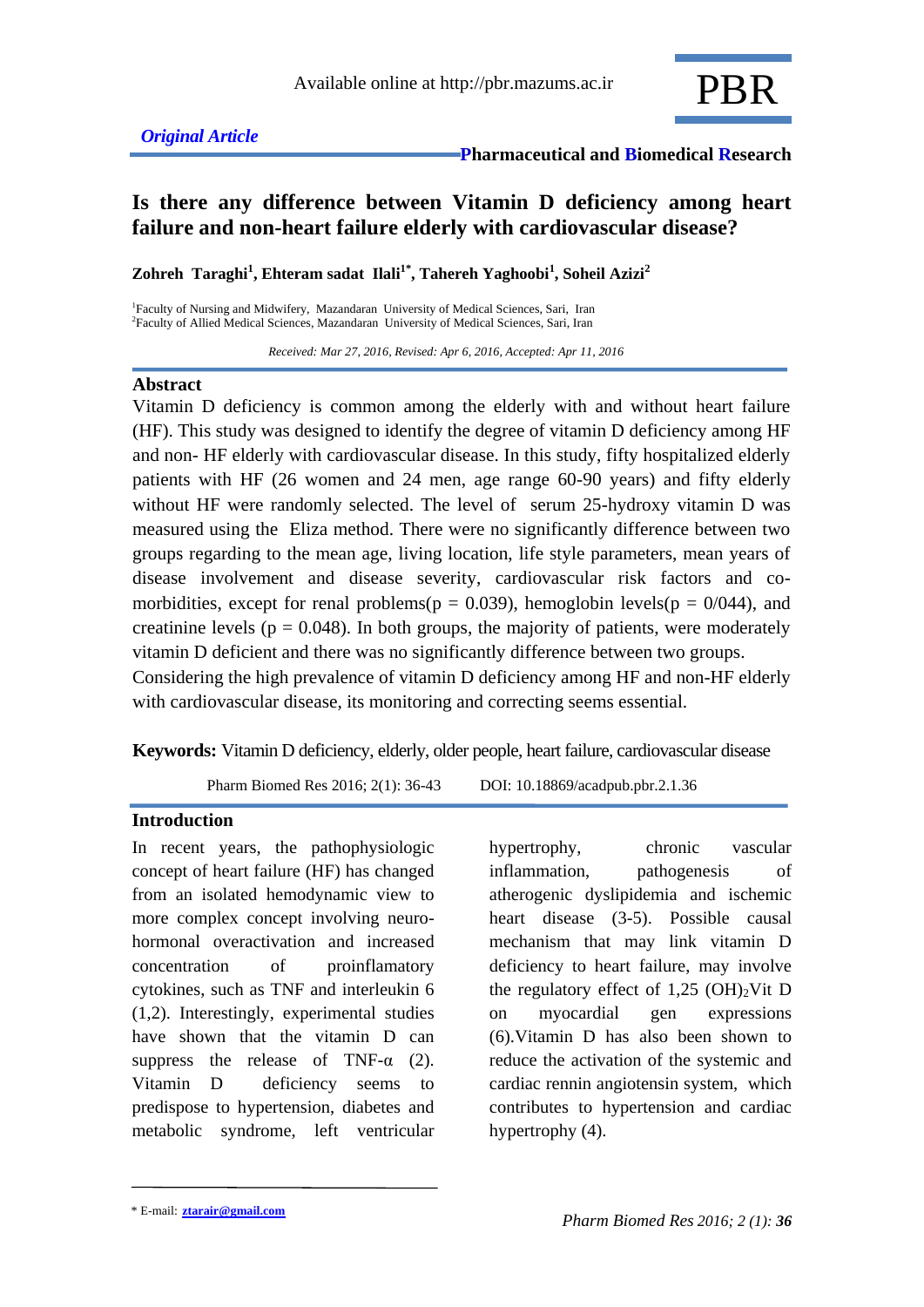Original Article

# Is there any difference between Vitamin D deficiency among heart failure and non-heart failure elderly with cardiovascular disease?

**Zohreh Taraghi[1], Ehteram sadat Ilali[1*], Tahereh Yaghoobi[1], Soheil Azizi[2]**

[1]Faculty of Nursing and Midwifery, Mazandaran University of Medical Sciences, Sari, Iran
[2]Faculty of Allied Medical Sciences, Mazandaran University of Medical Sciences, Sari, Iran

*Received: Mar 27, 2016, Revised: Apr 6, 2016, Accepted: Apr 11, 2016*

## Abstract

Vitamin D deficiency is common among the elderly with and without heart failure (HF). This study was designed to identify the degree of vitamin D deficiency among HF and non- HF elderly with cardiovascular disease. In this study, fifty hospitalized elderly patients with HF (26 women and 24 men, age range 60-90 years) and fifty elderly without HF were randomly selected. The level of serum 25-hydroxy vitamin D was measured using the Eliza method. There were no significantly difference between two groups regarding to the mean age, living location, life style parameters, mean years of disease involvement and disease severity, cardiovascular risk factors and co-morbidities, except for renal problems($p = 0.039$), hemoglobin levels($p = 0/044$), and creatinine levels ($p = 0.048$). In both groups, the majority of patients, were moderately vitamin D deficient and there was no significantly difference between two groups.

Considering the high prevalence of vitamin D deficiency among HF and non-HF elderly with cardiovascular disease, its monitoring and correcting seems essential.

**Keywords:** Vitamin D deficiency, elderly, older people, heart failure, cardiovascular disease

Pharm Biomed Res 2016; 2(1): 36-43    DOI: 10.18869/acadpub.pbr.2.1.36

## Introduction

In recent years, the pathophysiologic concept of heart failure (HF) has changed from an isolated hemodynamic view to more complex concept involving neuro-hormonal overactivation and increased concentration of proinflamatory cytokines, such as TNF and interleukin 6 (1,2). Interestingly, experimental studies have shown that the vitamin D can suppress the release of TNF-α (2). Vitamin D deficiency seems to predispose to hypertension, diabetes and metabolic syndrome, left ventricular hypertrophy, chronic vascular inflammation, pathogenesis of atherogenic dyslipidemia and ischemic heart disease (3-5). Possible causal mechanism that may link vitamin D deficiency to heart failure, may involve the regulatory effect of 1,25 $(OH)_2$Vit D on myocardial gen expressions (6).Vitamin D has also been shown to reduce the activation of the systemic and cardiac rennin angiotensin system, which contributes to hypertension and cardiac hypertrophy (4).

* E-mail: ztarair@gmail.com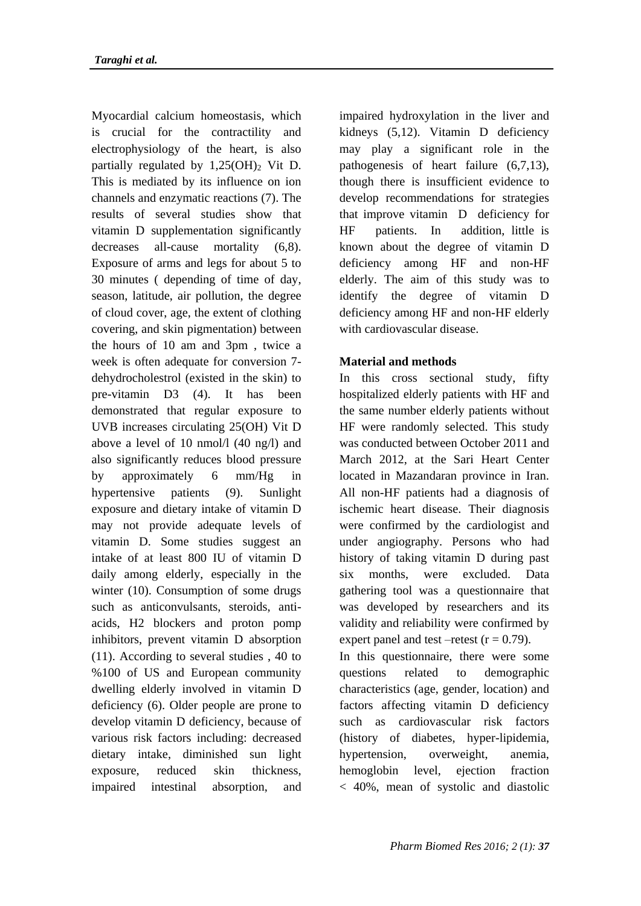Myocardial calcium homeostasis, which is crucial for the contractility and electrophysiology of the heart, is also partially regulated by $1,25(OH)_2$ Vit D. This is mediated by its influence on ion channels and enzymatic reactions (7). The results of several studies show that vitamin D supplementation significantly decreases all-cause mortality (6,8). Exposure of arms and legs for about 5 to 30 minutes ( depending of time of day, season, latitude, air pollution, the degree of cloud cover, age, the extent of clothing covering, and skin pigmentation) between the hours of 10 am and 3pm , twice a week is often adequate for conversion 7-dehydrocholestrol (existed in the skin) to pre-vitamin D3 (4). It has been demonstrated that regular exposure to UVB increases circulating 25(OH) Vit D above a level of 10 nmol/l (40 ng/l) and also significantly reduces blood pressure by approximately 6 mm/Hg in hypertensive patients (9). Sunlight exposure and dietary intake of vitamin D may not provide adequate levels of vitamin D. Some studies suggest an intake of at least 800 IU of vitamin D daily among elderly, especially in the winter (10). Consumption of some drugs such as anticonvulsants, steroids, anti-acids, H2 blockers and proton pomp inhibitors, prevent vitamin D absorption (11). According to several studies , 40 to %100 of US and European community dwelling elderly involved in vitamin D deficiency (6). Older people are prone to develop vitamin D deficiency, because of various risk factors including: decreased dietary intake, diminished sun light exposure, reduced skin thickness, impaired intestinal absorption, and impaired hydroxylation in the liver and kidneys (5,12). Vitamin D deficiency may play a significant role in the pathogenesis of heart failure (6,7,13), though there is insufficient evidence to develop recommendations for strategies that improve vitamin D deficiency for HF patients. In addition, little is known about the degree of vitamin D deficiency among HF and non-HF elderly. The aim of this study was to identify the degree of vitamin D deficiency among HF and non-HF elderly with cardiovascular disease.

## Material and methods

In this cross sectional study, fifty hospitalized elderly patients with HF and the same number elderly patients without HF were randomly selected. This study was conducted between October 2011 and March 2012, at the Sari Heart Center located in Mazandaran province in Iran. All non-HF patients had a diagnosis of ischemic heart disease. Their diagnosis were confirmed by the cardiologist and under angiography. Persons who had history of taking vitamin D during past six months, were excluded. Data gathering tool was a questionnaire that was developed by researchers and its validity and reliability were confirmed by expert panel and test –retest ($r = 0.79$).

In this questionnaire, there were some questions related to demographic characteristics (age, gender, location) and factors affecting vitamin D deficiency such as cardiovascular risk factors (history of diabetes, hyper-lipidemia, hypertension, overweight, anemia, hemoglobin level, ejection fraction < 40%, mean of systolic and diastolic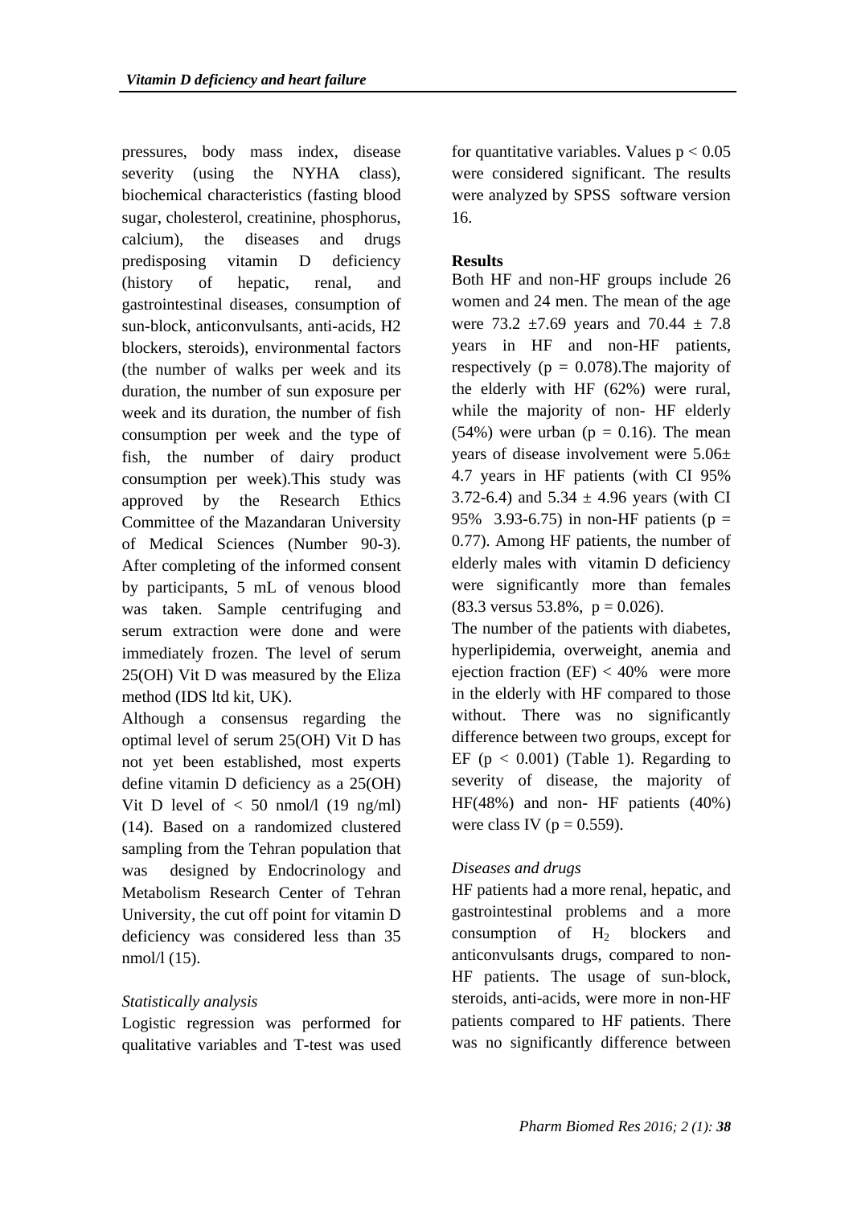pressures, body mass index, disease severity (using the NYHA class), biochemical characteristics (fasting blood sugar, cholesterol, creatinine, phosphorus, calcium), the diseases and drugs predisposing vitamin D deficiency (history of hepatic, renal, and gastrointestinal diseases, consumption of sun-block, anticonvulsants, anti-acids, H2 blockers, steroids), environmental factors (the number of walks per week and its duration, the number of sun exposure per week and its duration, the number of fish consumption per week and the type of fish, the number of dairy product consumption per week).This study was approved by the Research Ethics Committee of the Mazandaran University of Medical Sciences (Number 90-3). After completing of the informed consent by participants, 5 mL of venous blood was taken. Sample centrifuging and serum extraction were done and were immediately frozen. The level of serum 25(OH) Vit D was measured by the Eliza method (IDS ltd kit, UK).

Although a consensus regarding the optimal level of serum 25(OH) Vit D has not yet been established, most experts define vitamin D deficiency as a 25(OH) Vit D level of < 50 nmol/l (19 ng/ml) (14). Based on a randomized clustered sampling from the Tehran population that was designed by Endocrinology and Metabolism Research Center of Tehran University, the cut off point for vitamin D deficiency was considered less than 35 nmol/l (15).

*Statistically analysis*

Logistic regression was performed for qualitative variables and T-test was used for quantitative variables. Values $p < 0.05$ were considered significant. The results were analyzed by SPSS software version 16.

**Results**

Both HF and non-HF groups include 26 women and 24 men. The mean of the age were 73.2 ±7.69 years and 70.44 ± 7.8 years in HF and non-HF patients, respectively ($p = 0.078$).The majority of the elderly with HF (62%) were rural, while the majority of non- HF elderly (54%) were urban ($p = 0.16$). The mean years of disease involvement were 5.06± 4.7 years in HF patients (with CI 95% 3.72-6.4) and 5.34 ± 4.96 years (with CI 95% 3.93-6.75) in non-HF patients ($p = 0.77$). Among HF patients, the number of elderly males with vitamin D deficiency were significantly more than females (83.3 versus 53.8%, $p = 0.026$).

The number of the patients with diabetes, hyperlipidemia, overweight, anemia and ejection fraction (EF) < 40% were more in the elderly with HF compared to those without. There was no significantly difference between two groups, except for EF ($p < 0.001$) (Table 1). Regarding to severity of disease, the majority of HF(48%) and non- HF patients (40%) were class IV ($p = 0.559$).

*Diseases and drugs*

HF patients had a more renal, hepatic, and gastrointestinal problems and a more consumption of $H_2$ blockers and anticonvulsants drugs, compared to non-HF patients. The usage of sun-block, steroids, anti-acids, were more in non-HF patients compared to HF patients. There was no significantly difference between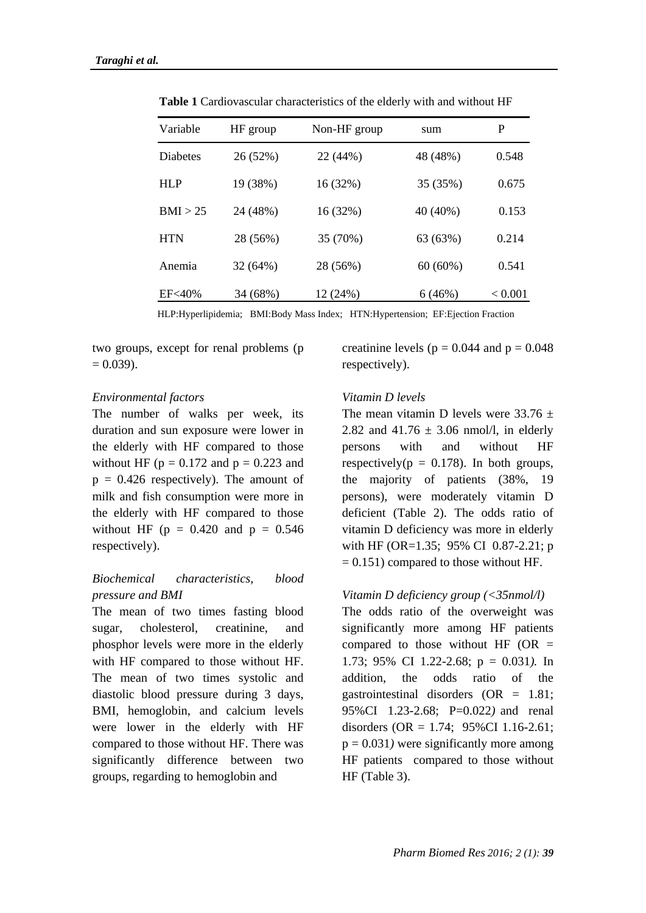**Table 1** Cardiovascular characteristics of the elderly with and without HF

| Variable | HF group | Non-HF group | sum | P |
|---|---|---|---|---|
| Diabetes | 26 (52%) | 22 (44%) | 48 (48%) | 0.548 |
| HLP | 19 (38%) | 16 (32%) | 35 (35%) | 0.675 |
| BMI > 25 | 24 (48%) | 16 (32%) | 40 (40%) | 0.153 |
| HTN | 28 (56%) | 35 (70%) | 63 (63%) | 0.214 |
| Anemia | 32 (64%) | 28 (56%) | 60 (60%) | 0.541 |
| EF<40% | 34 (68%) | 12 (24%) | 6 (46%) | < 0.001 |

HLP:Hyperlipidemia; BMI:Body Mass Index; HTN:Hypertension; EF:Ejection Fraction

two groups, except for renal problems (p = 0.039).

*Environmental factors*

The number of walks per week, its duration and sun exposure were lower in the elderly with HF compared to those without HF (p = 0.172 and p = 0.223 and p = 0.426 respectively). The amount of milk and fish consumption were more in the elderly with HF compared to those without HF (p = 0.420 and p = 0.546 respectively).

*Biochemical characteristics, blood pressure and BMI*

The mean of two times fasting blood sugar, cholesterol, creatinine, and phosphor levels were more in the elderly with HF compared to those without HF. The mean of two times systolic and diastolic blood pressure during 3 days, BMI, hemoglobin, and calcium levels were lower in the elderly with HF compared to those without HF. There was significantly difference between two groups, regarding to hemoglobin and creatinine levels (p = 0.044 and p = 0.048 respectively).

*Vitamin D levels*

The mean vitamin D levels were 33.76 ± 2.82 and 41.76 ± 3.06 nmol/l, in elderly persons with and without HF respectively(p = 0.178). In both groups, the majority of patients (38%, 19 persons), were moderately vitamin D deficient (Table 2). The odds ratio of vitamin D deficiency was more in elderly with HF (OR=1.35; 95% CI 0.87-2.21; p = 0.151) compared to those without HF.

*Vitamin D deficiency group (<35nmol/l)*

The odds ratio of the overweight was significantly more among HF patients compared to those without HF (OR = 1.73; 95% CI 1.22-2.68; p = 0.031*).* In addition, the odds ratio of the gastrointestinal disorders (OR = 1.81; 95%CI 1.23-2.68; P=0.022*)* and renal disorders (OR = 1.74; 95%CI 1.16-2.61; p = 0.031*)* were significantly more among HF patients compared to those without HF (Table 3).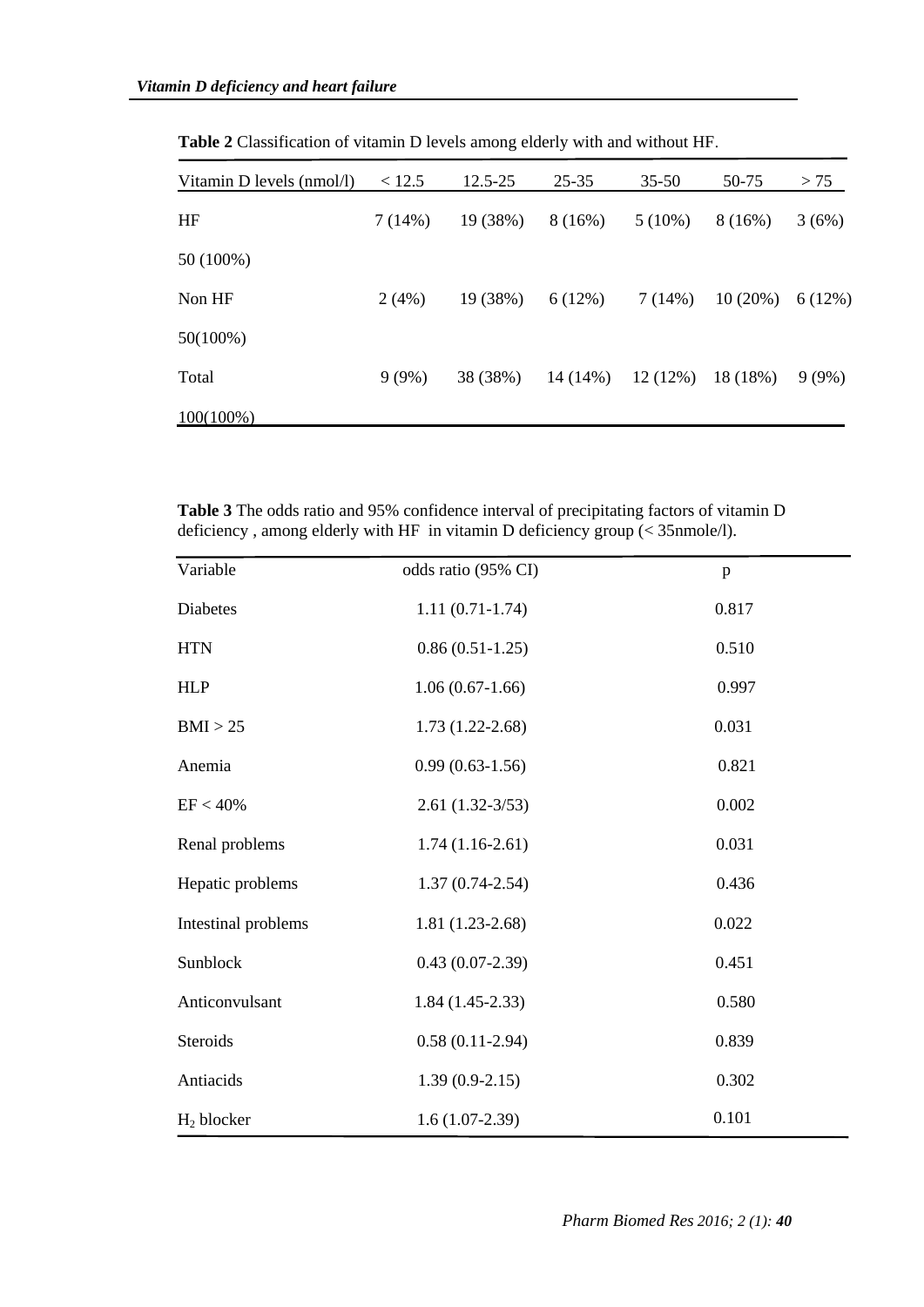**Table 2** Classification of vitamin D levels among elderly with and without HF.

| Vitamin D levels (nmol/l) | < 12.5 | 12.5-25 | 25-35 | 35-50 | 50-75 | > 75 |
|---|---|---|---|---|---|---|
| HF 50 (100%) | 7 (14%) | 19 (38%) | 8 (16%) | 5 (10%) | 8 (16%) | 3 (6%) |
| Non HF 50(100%) | 2 (4%) | 19 (38%) | 6 (12%) | 7 (14%) | 10 (20%) | 6 (12%) |
| Total 100(100%) | 9 (9%) | 38 (38%) | 14 (14%) | 12 (12%) | 18 (18%) | 9 (9%) |

**Table 3** The odds ratio and 95% confidence interval of precipitating factors of vitamin D deficiency , among elderly with HF in vitamin D deficiency group (< 35nmole/l).

| Variable | odds ratio (95% CI) | p |
|---|---|---|
| Diabetes | 1.11 (0.71-1.74) | 0.817 |
| HTN | 0.86 (0.51-1.25) | 0.510 |
| HLP | 1.06 (0.67-1.66) | 0.997 |
| BMI > 25 | 1.73 (1.22-2.68) | 0.031 |
| Anemia | 0.99 (0.63-1.56) | 0.821 |
| EF < 40% | 2.61 (1.32-3/53) | 0.002 |
| Renal problems | 1.74 (1.16-2.61) | 0.031 |
| Hepatic problems | 1.37 (0.74-2.54) | 0.436 |
| Intestinal problems | 1.81 (1.23-2.68) | 0.022 |
| Sunblock | 0.43 (0.07-2.39) | 0.451 |
| Anticonvulsant | 1.84 (1.45-2.33) | 0.580 |
| Steroids | 0.58 (0.11-2.94) | 0.839 |
| Antiacids | 1.39 (0.9-2.15) | 0.302 |
| $H_2$ blocker | 1.6 (1.07-2.39) | 0.101 |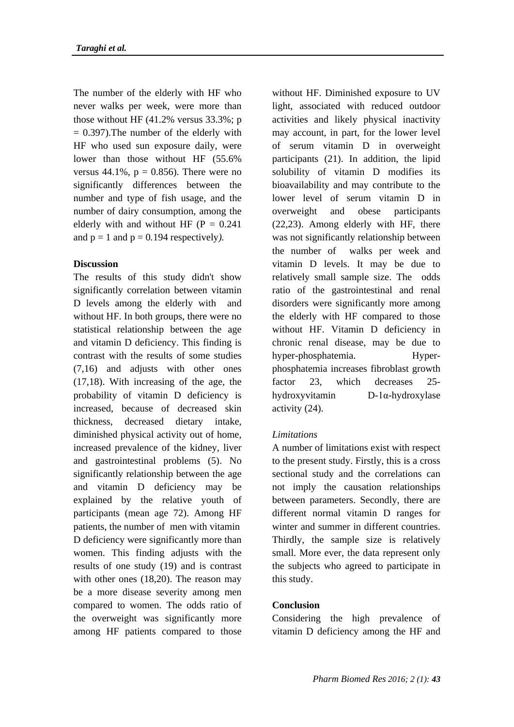The number of the elderly with HF who never walks per week, were more than those without HF (41.2% versus 33.3%; p = 0.397).The number of the elderly with HF who used sun exposure daily, were lower than those without HF (55.6% versus 44.1%, p = 0.856). There were no significantly differences between the number and type of fish usage, and the number of dairy consumption, among the elderly with and without HF (P = 0.241 and p = 1 and p = 0.194 respectively*).*

**Discussion**

The results of this study didn't show significantly correlation between vitamin D levels among the elderly with and without HF. In both groups, there were no statistical relationship between the age and vitamin D deficiency. This finding is contrast with the results of some studies (7,16) and adjusts with other ones (17,18). With increasing of the age, the probability of vitamin D deficiency is increased, because of decreased skin thickness, decreased dietary intake, diminished physical activity out of home, increased prevalence of the kidney, liver and gastrointestinal problems (5). No significantly relationship between the age and vitamin D deficiency may be explained by the relative youth of participants (mean age 72). Among HF patients, the number of men with vitamin D deficiency were significantly more than women. This finding adjusts with the results of one study (19) and is contrast with other ones (18,20). The reason may be a more disease severity among men compared to women. The odds ratio of the overweight was significantly more among HF patients compared to those without HF. Diminished exposure to UV light, associated with reduced outdoor activities and likely physical inactivity may account, in part, for the lower level of serum vitamin D in overweight participants (21). In addition, the lipid solubility of vitamin D modifies its bioavailability and may contribute to the lower level of serum vitamin D in overweight and obese participants (22,23). Among elderly with HF, there was not significantly relationship between the number of walks per week and vitamin D levels. It may be due to relatively small sample size. The odds ratio of the gastrointestinal and renal disorders were significantly more among the elderly with HF compared to those without HF. Vitamin D deficiency in chronic renal disease, may be due to hyper-phosphatemia. Hyper-phosphatemia increases fibroblast growth factor 23, which decreases 25-hydroxyvitamin D-1α-hydroxylase activity (24).

*Limitations*

A number of limitations exist with respect to the present study. Firstly, this is a cross sectional study and the correlations can not imply the causation relationships between parameters. Secondly, there are different normal vitamin D ranges for winter and summer in different countries. Thirdly, the sample size is relatively small. More ever, the data represent only the subjects who agreed to participate in this study.

**Conclusion**

Considering the high prevalence of vitamin D deficiency among the HF and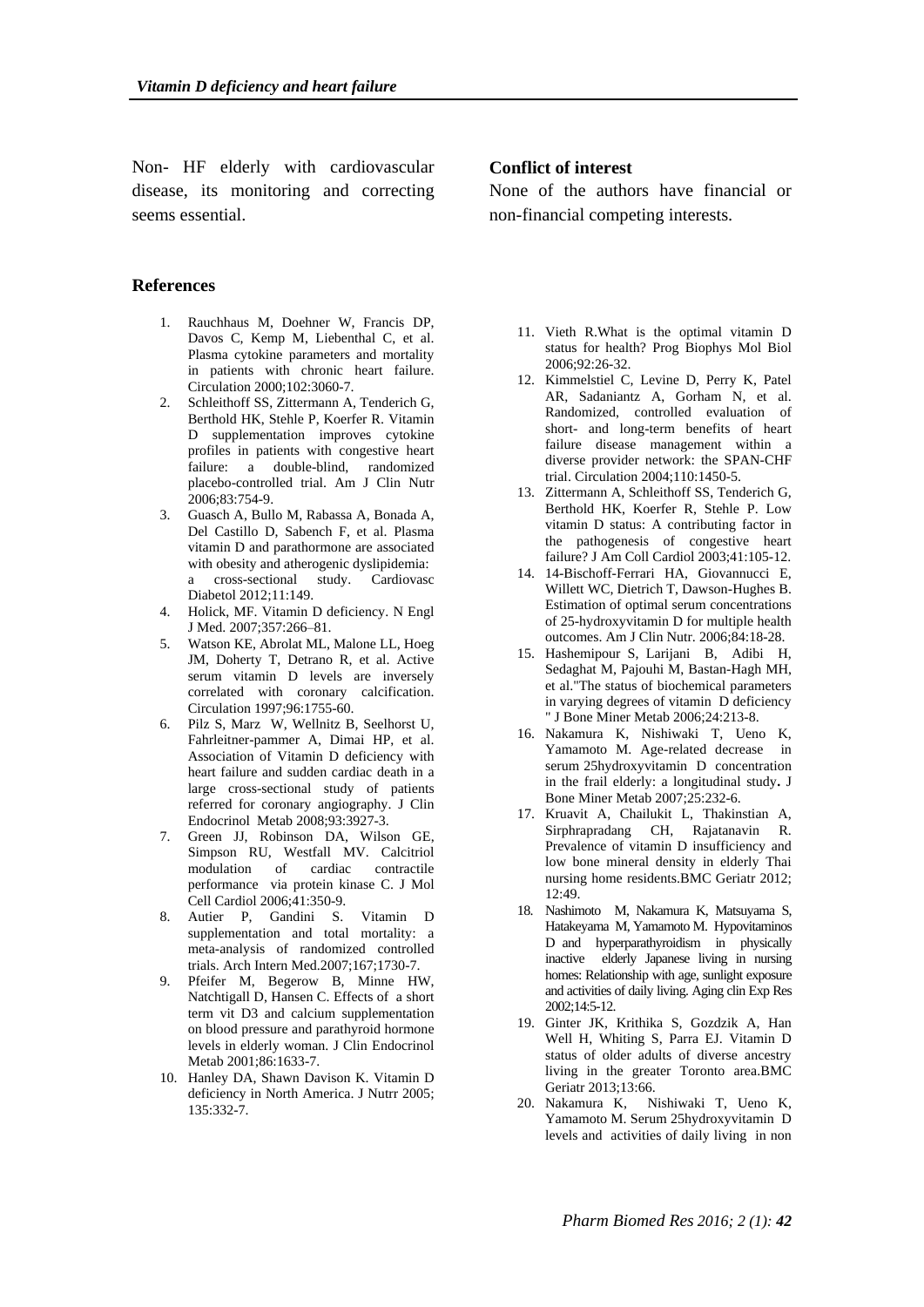Non- HF elderly with cardiovascular disease, its monitoring and correcting seems essential.

**Conflict of interest**

None of the authors have financial or non-financial competing interests.

## References

1. Rauchhaus M, Doehner W, Francis DP, Davos C, Kemp M, Liebenthal C, et al. Plasma cytokine parameters and mortality in patients with chronic heart failure. Circulation 2000;102:3060-7.
2. Schleithoff SS, Zittermann A, Tenderich G, Berthold HK, Stehle P, Koerfer R. Vitamin D supplementation improves cytokine profiles in patients with congestive heart failure: a double-blind, randomized placebo-controlled trial. Am J Clin Nutr 2006;83:754-9.
3. Guasch A, Bullo M, Rabassa A, Bonada A, Del Castillo D, Sabench F, et al. Plasma vitamin D and parathormone are associated with obesity and atherogenic dyslipidemia: a cross-sectional study. Cardiovasc Diabetol 2012;11:149.
4. Holick, MF. Vitamin D deficiency. N Engl J Med. 2007;357:266–81.
5. Watson KE, Abrolat ML, Malone LL, Hoeg JM, Doherty T, Detrano R, et al. Active serum vitamin D levels are inversely correlated with coronary calcification. Circulation 1997;96:1755-60.
6. Pilz S, Marz W, Wellnitz B, Seelhorst U, Fahrleitner-pammer A, Dimai HP, et al. Association of Vitamin D deficiency with heart failure and sudden cardiac death in a large cross-sectional study of patients referred for coronary angiography. J Clin Endocrinol Metab 2008;93:3927-3.
7. Green JJ, Robinson DA, Wilson GE, Simpson RU, Westfall MV. Calcitriol modulation of cardiac contractile performance via protein kinase C. J Mol Cell Cardiol 2006;41:350-9.
8. Autier P, Gandini S. Vitamin D supplementation and total mortality: a meta-analysis of randomized controlled trials. Arch Intern Med.2007;167;1730-7.
9. Pfeifer M, Begerow B, Minne HW, Natchtigall D, Hansen C. Effects of a short term vit D3 and calcium supplementation on blood pressure and parathyroid hormone levels in elderly woman. J Clin Endocrinol Metab 2001;86:1633-7.
10. Hanley DA, Shawn Davison K. Vitamin D deficiency in North America. J Nutrr 2005; 135:332-7.
11. Vieth R.What is the optimal vitamin D status for health? Prog Biophys Mol Biol 2006;92:26-32.
12. Kimmelstiel C, Levine D, Perry K, Patel AR, Sadaniantz A, Gorham N, et al. Randomized, controlled evaluation of short- and long-term benefits of heart failure disease management within a diverse provider network: the SPAN-CHF trial. Circulation 2004;110:1450-5.
13. Zittermann A, Schleithoff SS, Tenderich G, Berthold HK, Koerfer R, Stehle P. Low vitamin D status: A contributing factor in the pathogenesis of congestive heart failure? J Am Coll Cardiol 2003;41:105-12.
14. 14-Bischoff-Ferrari HA, Giovannucci E, Willett WC, Dietrich T, Dawson-Hughes B. Estimation of optimal serum concentrations of 25-hydroxyvitamin D for multiple health outcomes. Am J Clin Nutr. 2006;84:18-28.
15. Hashemipour S, Larijani B, Adibi H, Sedaghat M, Pajouhi M, Bastan-Hagh MH, et al."The status of biochemical parameters in varying degrees of vitamin D deficiency " J Bone Miner Metab 2006;24:213-8.
16. Nakamura K, Nishiwaki T, Ueno K, Yamamoto M. Age-related decrease in serum 25hydroxyvitamin D concentration in the frail elderly: a longitudinal study**.** J Bone Miner Metab 2007;25:232-6.
17. Kruavit A, Chailukit L, Thakinstian A, Sirphrapradang CH, Rajatanavin R. Prevalence of vitamin D insufficiency and low bone mineral density in elderly Thai nursing home residents.BMC Geriatr 2012; 12:49.
18. Nashimoto M, Nakamura K, Matsuyama S, Hatakeyama M, Yamamoto M. Hypovitaminos D and hyperparathyroidism in physically inactive elderly Japanese living in nursing homes: Relationship with age, sunlight exposure and activities of daily living. Aging clin Exp Res 2002;14:5-12.
19. Ginter JK, Krithika S, Gozdzik A, Han Well H, Whiting S, Parra EJ. Vitamin D status of older adults of diverse ancestry living in the greater Toronto area.BMC Geriatr 2013;13:66.
20. Nakamura K, Nishiwaki T, Ueno K, Yamamoto M. Serum 25hydroxyvitamin D levels and activities of daily living in non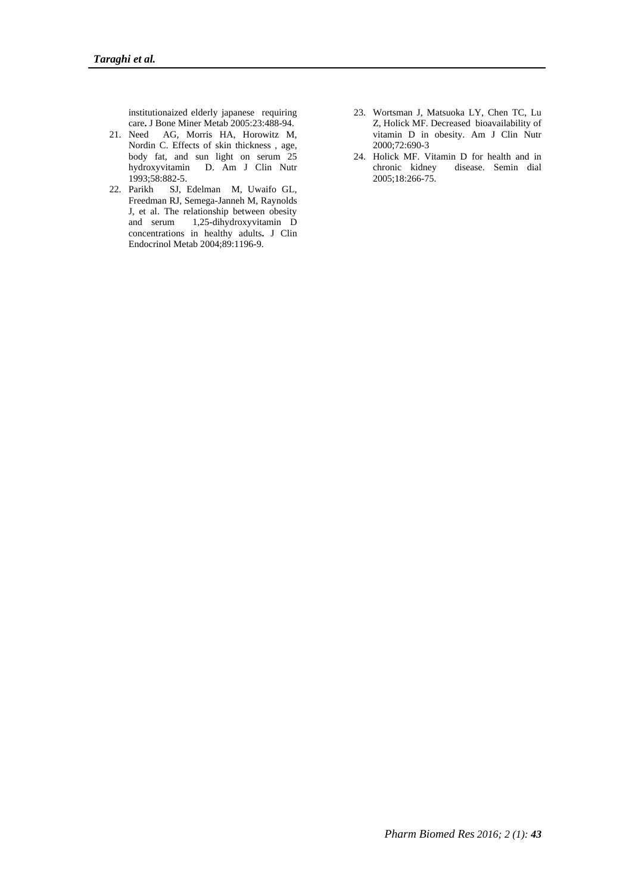institutionaized elderly japanese requiring care**.** J Bone Miner Metab 2005:23:488-94.

21. Need AG, Morris HA, Horowitz M, Nordin C. Effects of skin thickness , age, body fat, and sun light on serum 25 hydroxyvitamin D. Am J Clin Nutr 1993;58:882-5.
22. Parikh SJ, Edelman M, Uwaifo GL, Freedman RJ, Semega-Janneh M, Raynolds J, et al. The relationship between obesity and serum 1,25-dihydroxyvitamin D concentrations in healthy adults**.** J Clin Endocrinol Metab 2004;89:1196-9.
23. Wortsman J, Matsuoka LY, Chen TC, Lu Z, Holick MF. Decreased bioavailability of vitamin D in obesity. Am J Clin Nutr 2000;72:690-3
24. Holick MF. Vitamin D for health and in chronic kidney disease. Semin dial 2005;18:266-75.